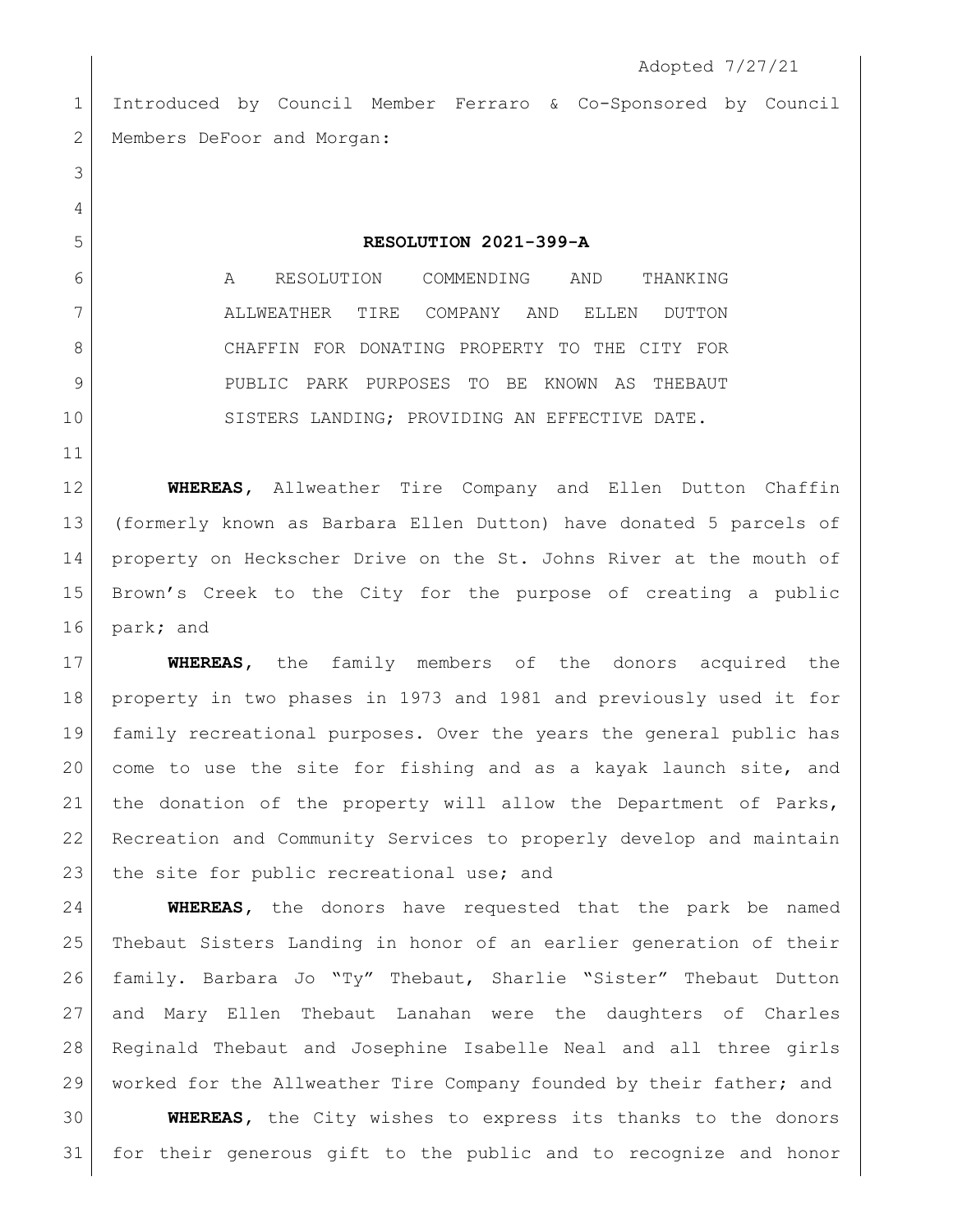Adopted 7/27/21

Introduced by Council Member Ferraro & Co-Sponsored by Council Members DeFoor and Morgan:

**RESOLUTION 2021-399-A**

A RESOLUTION COMMENDING AND THANKING ALLWEATHER TIRE COMPANY AND ELLEN DUTTON CHAFFIN FOR DONATING PROPERTY TO THE CITY FOR PUBLIC PARK PURPOSES TO BE KNOWN AS THEBAUT SISTERS LANDING; PROVIDING AN EFFECTIVE DATE.

**WHEREAS,** Allweather Tire Company and Ellen Dutton Chaffin (formerly known as Barbara Ellen Dutton) have donated 5 parcels of property on Heckscher Drive on the St. Johns River at the mouth of Brown's Creek to the City for the purpose of creating a public park; and

**WHEREAS,** the family members of the donors acquired the property in two phases in 1973 and 1981 and previously used it for family recreational purposes. Over the years the general public has come to use the site for fishing and as a kayak launch site, and the donation of the property will allow the Department of Parks, Recreation and Community Services to properly develop and maintain the site for public recreational use; and

**WHEREAS,** the donors have requested that the park be named Thebaut Sisters Landing in honor of an earlier generation of their family. Barbara Jo "Ty" Thebaut, Sharlie "Sister" Thebaut Dutton and Mary Ellen Thebaut Lanahan were the daughters of Charles Reginald Thebaut and Josephine Isabelle Neal and all three girls worked for the Allweather Tire Company founded by their father; and

**WHEREAS,** the City wishes to express its thanks to the donors for their generous gift to the public and to recognize and honor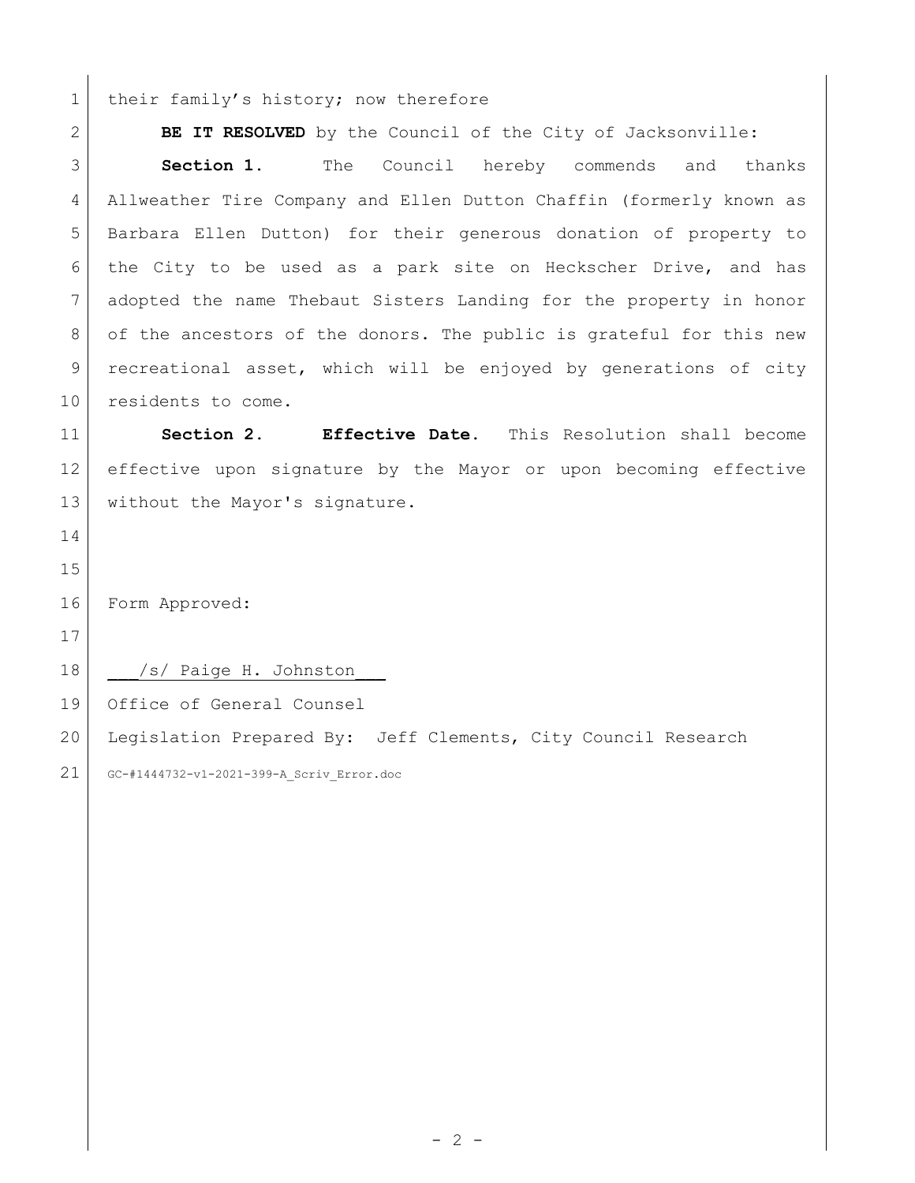their family's history; now therefore

**BE IT RESOLVED** by the Council of the City of Jacksonville:

**Section 1.** The Council hereby commends and thanks Allweather Tire Company and Ellen Dutton Chaffin (formerly known as Barbara Ellen Dutton) for their generous donation of property to the City to be used as a park site on Heckscher Drive, and has adopted the name Thebaut Sisters Landing for the property in honor of the ancestors of the donors. The public is grateful for this new recreational asset, which will be enjoyed by generations of city residents to come.

**Section 2. Effective Date.** This Resolution shall become effective upon signature by the Mayor or upon becoming effective without the Mayor's signature.

Form Approved:

___/s/ Paige H. Johnston___

Office of General Counsel

Legislation Prepared By: Jeff Clements, City Council Research

GC-#1444732-v1-2021-399-A_Scriv_Error.doc